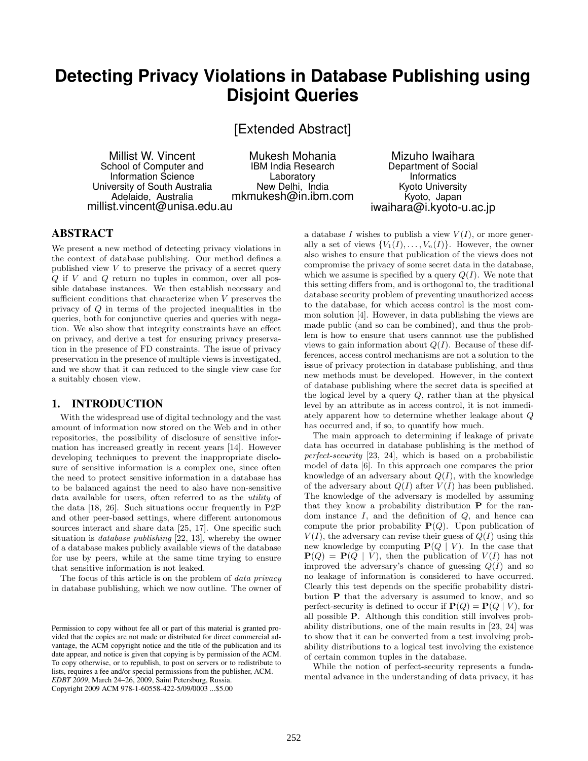# Detecting Privacy Violations in Database Publishing using Disjoint Queries

[Extended Abstract]

Millist W. Vincent
School of Computer and Information Science
University of South Australia
Adelaide, Australia
millist.vincent@unisa.edu.au

Mukesh Mohania
IBM India Research Laboratory
New Delhi, India
mkmukesh@in.ibm.com

Mizuho Iwaihara
Department of Social Informatics
Kyoto University
Kyoto, Japan
iwaihara@i.kyoto-u.ac.jp

## ABSTRACT

We present a new method of detecting privacy violations in the context of database publishing. Our method defines a published view $V$ to preserve the privacy of a secret query $Q$ if $V$ and $Q$ return no tuples in common, over all possible database instances. We then establish necessary and sufficient conditions that characterize when $V$ preserves the privacy of $Q$ in terms of the projected inequalities in the queries, both for conjunctive queries and queries with negation. We also show that integrity constraints have an effect on privacy, and derive a test for ensuring privacy preservation in the presence of FD constraints. The issue of privacy preservation in the presence of multiple views is investigated, and we show that it can reduced to the single view case for a suitably chosen view.

## 1. INTRODUCTION

With the widespread use of digital technology and the vast amount of information now stored on the Web and in other repositories, the possibility of disclosure of sensitive information has increased greatly in recent years [14]. However developing techniques to prevent the inappropriate disclosure of sensitive information is a complex one, since often the need to protect sensitive information in a database has to be balanced against the need to also have non-sensitive data available for users, often referred to as the *utility* of the data [18, 26]. Such situations occur frequently in P2P and other peer-based settings, where different autonomous sources interact and share data [25, 17]. One specific such situation is *database publishing* [22, 13], whereby the owner of a database makes publicly available views of the database for use by peers, while at the same time trying to ensure that sensitive information is not leaked.

The focus of this article is on the problem of *data privacy* in database publishing, which we now outline. The owner of a database $I$ wishes to publish a view $V(I)$, or more generally a set of views $\{V_1(I), \ldots, V_n(I)\}$. However, the owner also wishes to ensure that publication of the views does not compromise the privacy of some secret data in the database, which we assume is specified by a query $Q(I)$. We note that this setting differs from, and is orthogonal to, the traditional database security problem of preventing unauthorized access to the database, for which access control is the most common solution [4]. However, in data publishing the views are made public (and so can be combined), and thus the problem is how to ensure that users cannnot use the published views to gain information about $Q(I)$. Because of these differences, access control mechanisms are not a solution to the issue of privacy protection in database publishing, and thus new methods must be developed. However, in the context of database publishing where the secret data is specified at the logical level by a query $Q$, rather than at the physical level by an attribute as in access control, it is not immediately apparent how to determine whether leakage about $Q$ has occurred and, if so, to quantify how much.

The main approach to determining if leakage of private data has occurred in database publishing is the method of *perfect-security* [23, 24], which is based on a probabilistic model of data [6]. In this approach one compares the prior knowledge of an adversary about $Q(I)$, with the knowledge of the adversary about $Q(I)$ after $V(I)$ has been published. The knowledge of the adversary is modelled by assuming that they know a probability distribution $\mathbf{P}$ for the random instance $I$, and the definition of $Q$, and hence can compute the prior probability $\mathbf{P}(Q)$. Upon publication of $V(I)$, the adversary can revise their guess of $Q(I)$ using this new knowledge by computing $\mathbf{P}(Q \mid V)$. In the case that $\mathbf{P}(Q) = \mathbf{P}(Q \mid V)$, then the publication of $V(I)$ has not improved the adversary's chance of guessing $Q(I)$ and so no leakage of information is considered to have occurred. Clearly this test depends on the specific probability distribution $\mathbf{P}$ that the adversary is assumed to know, and so perfect-security is defined to occur if $\mathbf{P}(Q) = \mathbf{P}(Q \mid V)$, for all possible $\mathbf{P}$. Although this condition still involves probability distributions, one of the main results in [23, 24] was to show that it can be converted from a test involving probability distributions to a logical test involving the existence of certain common tuples in the database.

While the notion of perfect-security represents a fundamental advance in the understanding of data privacy, it has

Permission to copy without fee all or part of this material is granted provided that the copies are not made or distributed for direct commercial advantage, the ACM copyright notice and the title of the publication and its date appear, and notice is given that copying is by permission of the ACM. To copy otherwise, or to republish, to post on servers or to redistribute to lists, requires a fee and/or special permissions from the publisher, ACM.
*EDBT 2009*, March 24–26, 2009, Saint Petersburg, Russia.
Copyright 2009 ACM 978-1-60558-422-5/09/0003 ...$5.00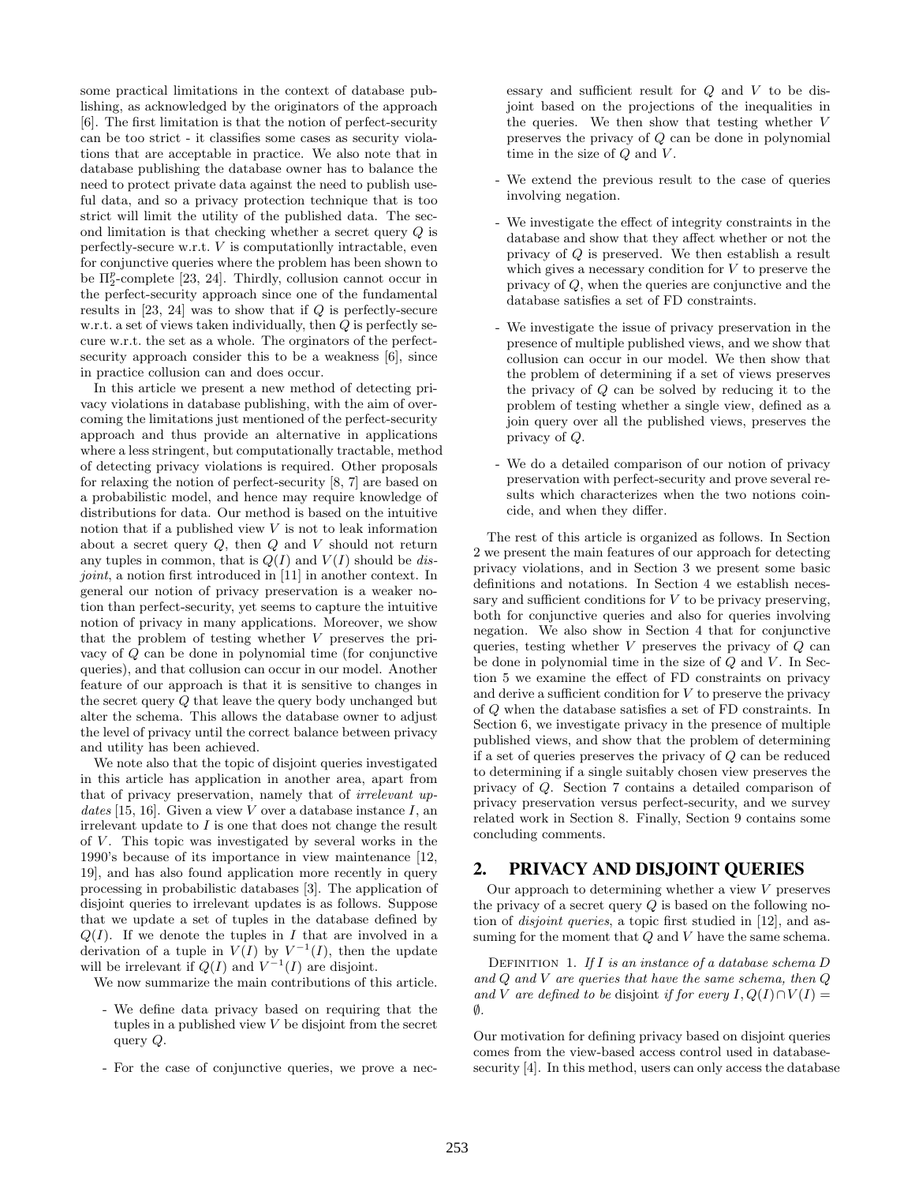some practical limitations in the context of database publishing, as acknowledged by the originators of the approach [6]. The first limitation is that the notion of perfect-security can be too strict - it classifies some cases as security violations that are acceptable in practice. We also note that in database publishing the database owner has to balance the need to protect private data against the need to publish useful data, and so a privacy protection technique that is too strict will limit the utility of the published data. The second limitation is that checking whether a secret query $Q$ is perfectly-secure w.r.t. $V$ is computationlly intractable, even for conjunctive queries where the problem has been shown to be $\Pi_2^p$-complete [23, 24]. Thirdly, collusion cannot occur in the perfect-security approach since one of the fundamental results in [23, 24] was to show that if $Q$ is perfectly-secure w.r.t. a set of views taken individually, then $Q$ is perfectly secure w.r.t. the set as a whole. The orginators of the perfect-security approach consider this to be a weakness [6], since in practice collusion can and does occur.

In this article we present a new method of detecting privacy violations in database publishing, with the aim of overcoming the limitations just mentioned of the perfect-security approach and thus provide an alternative in applications where a less stringent, but computationally tractable, method of detecting privacy violations is required. Other proposals for relaxing the notion of perfect-security [8, 7] are based on a probabilistic model, and hence may require knowledge of distributions for data. Our method is based on the intuitive notion that if a published view $V$ is not to leak information about a secret query $Q$, then $Q$ and $V$ should not return any tuples in common, that is $Q(I)$ and $V(I)$ should be *disjoint*, a notion first introduced in [11] in another context. In general our notion of privacy preservation is a weaker notion than perfect-security, yet seems to capture the intuitive notion of privacy in many applications. Moreover, we show that the problem of testing whether $V$ preserves the privacy of $Q$ can be done in polynomial time (for conjunctive queries), and that collusion can occur in our model. Another feature of our approach is that it is sensitive to changes in the secret query $Q$ that leave the query body unchanged but alter the schema. This allows the database owner to adjust the level of privacy until the correct balance between privacy and utility has been achieved.

We note also that the topic of disjoint queries investigated in this article has application in another area, apart from that of privacy preservation, namely that of *irrelevant updates* [15, 16]. Given a view $V$ over a database instance $I$, an irrelevant update to $I$ is one that does not change the result of $V$. This topic was investigated by several works in the 1990's because of its importance in view maintenance [12, 19], and has also found application more recently in query processing in probabilistic databases [3]. The application of disjoint queries to irrelevant updates is as follows. Suppose that we update a set of tuples in the database defined by $Q(I)$. If we denote the tuples in $I$ that are involved in a derivation of a tuple in $V(I)$ by $V^{-1}(I)$, then the update will be irrelevant if $Q(I)$ and $V^{-1}(I)$ are disjoint.

We now summarize the main contributions of this article.

- We define data privacy based on requiring that the tuples in a published view $V$ be disjoint from the secret query $Q$.
- For the case of conjunctive queries, we prove a necessary and sufficient result for $Q$ and $V$ to be disjoint based on the projections of the inequalities in the queries. We then show that testing whether $V$ preserves the privacy of $Q$ can be done in polynomial time in the size of $Q$ and $V$.
- We extend the previous result to the case of queries involving negation.
- We investigate the effect of integrity constraints in the database and show that they affect whether or not the privacy of $Q$ is preserved. We then establish a result which gives a necessary condition for $V$ to preserve the privacy of $Q$, when the queries are conjunctive and the database satisfies a set of FD constraints.
- We investigate the issue of privacy preservation in the presence of multiple published views, and we show that collusion can occur in our model. We then show that the problem of determining if a set of views preserves the privacy of $Q$ can be solved by reducing it to the problem of testing whether a single view, defined as a join query over all the published views, preserves the privacy of $Q$.
- We do a detailed comparison of our notion of privacy preservation with perfect-security and prove several results which characterizes when the two notions coincide, and when they differ.

The rest of this article is organized as follows. In Section 2 we present the main features of our approach for detecting privacy violations, and in Section 3 we present some basic definitions and notations. In Section 4 we establish necessary and sufficient conditions for $V$ to be privacy preserving, both for conjunctive queries and also for queries involving negation. We also show in Section 4 that for conjunctive queries, testing whether $V$ preserves the privacy of $Q$ can be done in polynomial time in the size of $Q$ and $V$. In Section 5 we examine the effect of FD constraints on privacy and derive a sufficient condition for $V$ to preserve the privacy of $Q$ when the database satisfies a set of FD constraints. In Section 6, we investigate privacy in the presence of multiple published views, and show that the problem of determining if a set of queries preserves the privacy of $Q$ can be reduced to determining if a single suitably chosen view preserves the privacy of $Q$. Section 7 contains a detailed comparison of privacy preservation versus perfect-security, and we survey related work in Section 8. Finally, Section 9 contains some concluding comments.

## 2. PRIVACY AND DISJOINT QUERIES

Our approach to determining whether a view $V$ preserves the privacy of a secret query $Q$ is based on the following notion of *disjoint queries*, a topic first studied in [12], and assuming for the moment that $Q$ and $V$ have the same schema.

DEFINITION 1. *If $I$ is an instance of a database schema $D$ and $Q$ and $V$ are queries that have the same schema, then $Q$ and $V$ are defined to be* disjoint *if for every $I, Q(I) \cap V(I) = \emptyset$.*

Our motivation for defining privacy based on disjoint queries comes from the view-based access control used in database-security [4]. In this method, users can only access the database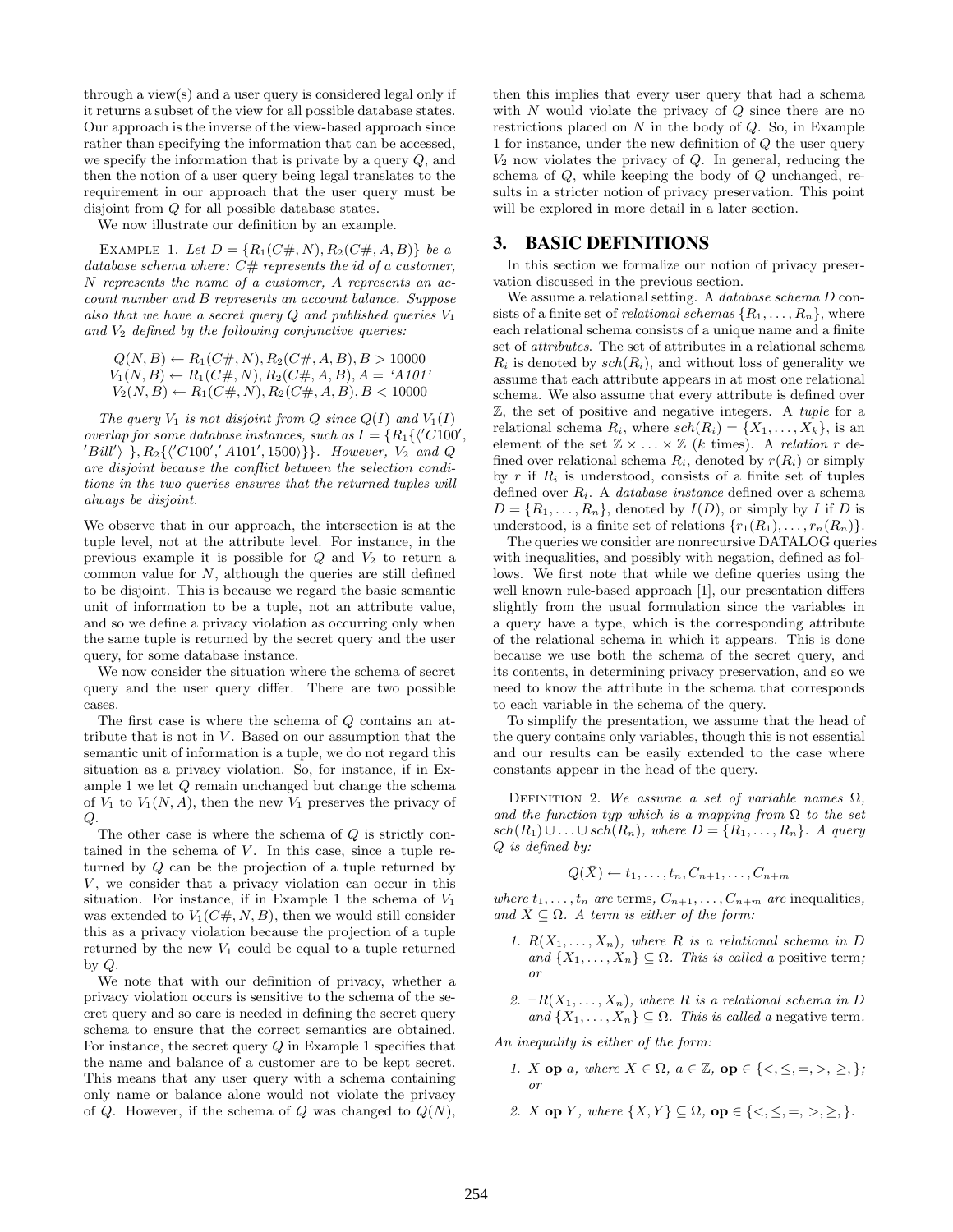through a view(s) and a user query is considered legal only if it returns a subset of the view for all possible database states. Our approach is the inverse of the view-based approach since rather than specifying the information that can be accessed, we specify the information that is private by a query $Q$, and then the notion of a user query being legal translates to the requirement in our approach that the user query must be disjoint from $Q$ for all possible database states.

We now illustrate our definition by an example.

EXAMPLE 1. *Let $D = \{R_1(C\#, N), R_2(C\#, A, B)\}$ be a database schema where: $C\#$ represents the id of a customer, $N$ represents the name of a customer, $A$ represents an account number and $B$ represents an account balance. Suppose also that we have a secret query $Q$ and published queries $V_1$ and $V_2$ defined by the following conjunctive queries:*

$$Q(N, B) \leftarrow R_1(C\#, N), R_2(C\#, A, B), B > 10000$$
$$V_1(N, B) \leftarrow R_1(C\#, N), R_2(C\#, A, B), A = \text{'A101'}$$
$$V_2(N, B) \leftarrow R_1(C\#, N), R_2(C\#, A, B), B < 10000$$

*The query $V_1$ is not disjoint from $Q$ since $Q(I)$ and $V_1(I)$ overlap for some database instances, such as $I = \{R_1\{\langle 'C100', 'Bill' \rangle\}, R_2\{\langle 'C100', 'A101', 1500\rangle\}\}$. However, $V_2$ and $Q$ are disjoint because the conflict between the selection conditions in the two queries ensures that the returned tuples will always be disjoint.*

We observe that in our approach, the intersection is at the tuple level, not at the attribute level. For instance, in the previous example it is possible for $Q$ and $V_2$ to return a common value for $N$, although the queries are still defined to be disjoint. This is because we regard the basic semantic unit of information to be a tuple, not an attribute value, and so we define a privacy violation as occurring only when the same tuple is returned by the secret query and the user query, for some database instance.

We now consider the situation where the schema of secret query and the user query differ. There are two possible cases.

The first case is where the schema of $Q$ contains an attribute that is not in $V$. Based on our assumption that the semantic unit of information is a tuple, we do not regard this situation as a privacy violation. So, for instance, if in Example 1 we let $Q$ remain unchanged but change the schema of $V_1$ to $V_1(N, A)$, then the new $V_1$ preserves the privacy of $Q$.

The other case is where the schema of $Q$ is strictly contained in the schema of $V$. In this case, since a tuple returned by $Q$ can be the projection of a tuple returned by $V$, we consider that a privacy violation can occur in this situation. For instance, if in Example 1 the schema of $V_1$ was extended to $V_1(C\#, N, B)$, then we would still consider this as a privacy violation because the projection of a tuple returned by the new $V_1$ could be equal to a tuple returned by $Q$.

We note that with our definition of privacy, whether a privacy violation occurs is sensitive to the schema of the secret query and so care is needed in defining the secret query schema to ensure that the correct semantics are obtained. For instance, the secret query $Q$ in Example 1 specifies that the name and balance of a customer are to be kept secret. This means that any user query with a schema containing only name or balance alone would not violate the privacy of $Q$. However, if the schema of $Q$ was changed to $Q(N)$, then this implies that every user query that had a schema with $N$ would violate the privacy of $Q$ since there are no restrictions placed on $N$ in the body of $Q$. So, in Example 1 for instance, under the new definition of $Q$ the user query $V_2$ now violates the privacy of $Q$. In general, reducing the schema of $Q$, while keeping the body of $Q$ unchanged, results in a stricter notion of privacy preservation. This point will be explored in more detail in a later section.

## 3. BASIC DEFINITIONS

In this section we formalize our notion of privacy preservation discussed in the previous section.

We assume a relational setting. A *database schema* $D$ consists of a finite set of *relational schemas* $\{R_1, \ldots, R_n\}$, where each relational schema consists of a unique name and a finite set of *attributes*. The set of attributes in a relational schema $R_i$ is denoted by $sch(R_i)$, and without loss of generality we assume that each attribute appears in at most one relational schema. We also assume that every attribute is defined over $\mathbb{Z}$, the set of positive and negative integers. A *tuple* for a relational schema $R_i$, where $sch(R_i) = \{X_1, \ldots, X_k\}$, is an element of the set $\mathbb{Z} \times \ldots \times \mathbb{Z}$ ($k$ times). A *relation* $r$ defined over relational schema $R_i$, denoted by $r(R_i)$ or simply by $r$ if $R_i$ is understood, consists of a finite set of tuples defined over $R_i$. A *database instance* defined over a schema $D = \{R_1, \ldots, R_n\}$, denoted by $I(D)$, or simply by $I$ if $D$ is understood, is a finite set of relations $\{r_1(R_1), \ldots, r_n(R_n)\}$.

The queries we consider are nonrecursive DATALOG queries with inequalities, and possibly with negation, defined as follows. We first note that while we define queries using the well known rule-based approach [1], our presentation differs slightly from the usual formulation since the variables in a query have a type, which is the corresponding attribute of the relational schema in which it appears. This is done because we use both the schema of the secret query, and its contents, in determining privacy preservation, and so we need to know the attribute in the schema that corresponds to each variable in the schema of the query.

To simplify the presentation, we assume that the head of the query contains only variables, though this is not essential and our results can be easily extended to the case where constants appear in the head of the query.

DEFINITION 2. *We assume a set of variable names $\Omega$, and the function typ which is a mapping from $\Omega$ to the set $sch(R_1) \cup \ldots \cup sch(R_n)$, where $D = \{R_1, \ldots, R_n\}$. A query $Q$ is defined by:*

$$Q(\bar{X}) \leftarrow t_1, \ldots, t_n, C_{n+1}, \ldots, C_{n+m}$$

*where $t_1, \ldots, t_n$ are* terms*, $C_{n+1}, \ldots, C_{n+m}$ are* inequalities*, and $\bar{X} \subseteq \Omega$. A term is either of the form:*

1. *$R(X_1, \ldots, X_n)$, where $R$ is a relational schema in $D$ and $\{X_1, \ldots, X_n\} \subseteq \Omega$. This is called a* positive term*; or*

2. *$\neg R(X_1, \ldots, X_n)$, where $R$ is a relational schema in $D$ and $\{X_1, \ldots, X_n\} \subseteq \Omega$. This is called a* negative term.

*An inequality is either of the form:*

1. *$X$ **op** $a$, where $X \in \Omega$, $a \in \mathbb{Z}$, **op** $\in \{<, \leq, =, >, \geq,\}$; or*

2. *$X$ **op** $Y$, where $\{X, Y\} \subseteq \Omega$, **op** $\in \{<, \leq, =, >, \geq,\}$.*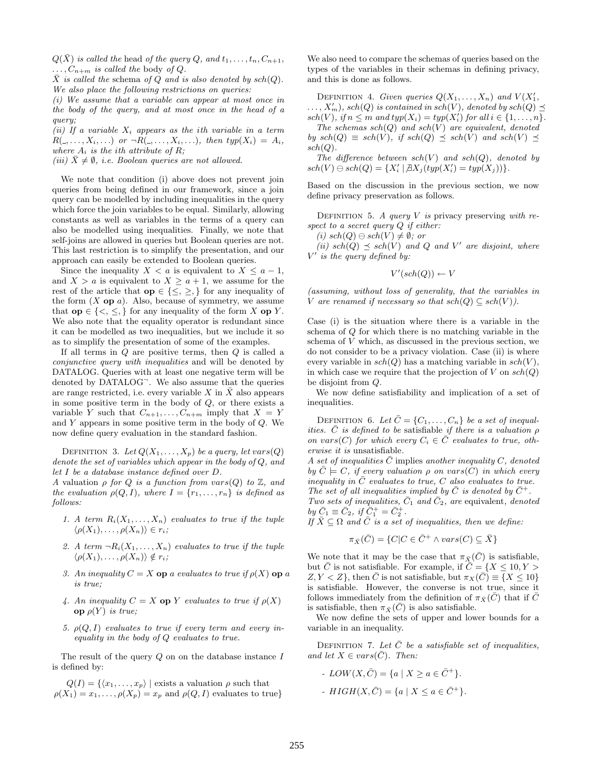*$Q(\bar{X})$ is called the* head *of the query $Q$, and $t_1, \ldots, t_n, C_{n+1}, \ldots, C_{n+m}$ is called the* body *of $Q$.*
*$\bar{X}$ is called the* schema *of $Q$ and is also denoted by $sch(Q)$. We also place the following restrictions on queries:*
*(i) We assume that a variable can appear at most once in the body of the query, and at most once in the head of a query;*
*(ii) If a variable $X_i$ appears as the ith variable in a term $R(\_, \ldots, X_i, \ldots)$ or $\neg R(\_, \ldots, X_i, \ldots)$, then $typ(X_i) = A_i$, where $A_i$ is the ith attribute of $R$;*
*(iii) $\bar{X} \neq \emptyset$, i.e. Boolean queries are not allowed.*

We note that condition (i) above does not prevent join queries from being defined in our framework, since a join query can be modelled by including inequalities in the query which force the join variables to be equal. Similarly, allowing constants as well as variables in the terms of a query can also be modelled using inequalities. Finally, we note that self-joins are allowed in queries but Boolean queries are not. This last restriction is to simplify the presentation, and our approach can easily be extended to Boolean queries.

Since the inequality $X < a$ is equivalent to $X \leq a - 1$, and $X > a$ is equivalent to $X \geq a + 1$, we assume for the rest of the article that $\mathbf{op} \in \{\leq, \geq,\}$ for any inequality of the form $(X \ \mathbf{op} \ a)$. Also, because of symmetry, we assume that $\mathbf{op} \in \{<, \leq,\}$ for any inequality of the form $X \ \mathbf{op} \ Y$. We also note that the equality operator is redundant since it can be modelled as two inequalities, but we include it so as to simplify the presentation of some of the examples.

If all terms in $Q$ are positive terms, then $Q$ is called a *conjunctive query with inequalities* and will be denoted by DATALOG. Queries with at least one negative term will be denoted by DATALOG$^{\neg}$. We also assume that the queries are range restricted, i.e. every variable $X$ in $\bar{X}$ also appears in some positive term in the body of $Q$, or there exists a variable $Y$ such that $C_{n+1}, \ldots, C_{n+m}$ imply that $X = Y$ and $Y$ appears in some positive term in the body of $Q$. We now define query evaluation in the standard fashion.

Definition 3. *Let $Q(X_1, \ldots, X_p)$ be a query, let $vars(Q)$ denote the set of variables which appear in the body of $Q$, and let $I$ be a database instance defined over $D$.*
*A* valuation *$\rho$ for $Q$ is a function from $vars(Q)$ to $\mathbb{Z}$, and the evaluation $\rho(Q, I)$, where $I = \{r_1, \ldots, r_n\}$ is defined as follows:*

1. *A term $R_i(X_1, \ldots, X_n)$ evaluates to true if the tuple $\langle \rho(X_1), \ldots, \rho(X_n) \rangle \in r_i$;*
2. *A term $\neg R_i(X_1, \ldots, X_n)$ evaluates to true if the tuple $\langle \rho(X_1), \ldots, \rho(X_n) \rangle \notin r_i$;*
3. *An inequality $C = X \ \mathbf{op} \ a$ evaluates to true if $\rho(X) \ \mathbf{op} \ a$ is true;*
4. *An inequality $C = X \ \mathbf{op} \ Y$ evaluates to true if $\rho(X) \ \mathbf{op} \ \rho(Y)$ is true;*
5. *$\rho(Q, I)$ evaluates to true if every term and every inequality in the body of $Q$ evaluates to true.*

The result of the query $Q$ on on the database instance $I$ is defined by:

$$Q(I) = \{\langle x_1, \ldots, x_p \rangle \mid \text{exists a valuation } \rho \text{ such that } \rho(X_1) = x_1, \ldots, \rho(X_p) = x_p \text{ and } \rho(Q, I) \text{ evaluates to true}\}$$

We also need to compare the schemas of queries based on the types of the variables in their schemas in defining privacy, and this is done as follows.

Definition 4. *Given queries $Q(X_1, \ldots, X_n)$ and $V(X'_1, \ldots, X'_m)$, $sch(Q)$ is contained in $sch(V)$, denoted by $sch(Q) \preceq sch(V)$, if $n \leq m$ and $typ(X_i) = typ(X'_i)$ for all $i \in \{1, \ldots, n\}$.*
*The schemas $sch(Q)$ and $sch(V)$ are equivalent, denoted by $sch(Q) \equiv sch(V)$, if $sch(Q) \preceq sch(V)$ and $sch(V) \preceq sch(Q)$.*
*The difference between $sch(V)$ and $sch(Q)$, denoted by $sch(V) \ominus sch(Q) = \{X'_i \mid \not\exists X_j(typ(X'_i) = typ(X_j))\}$.*

Based on the discussion in the previous section, we now define privacy preservation as follows.

Definition 5. *A query $V$ is* privacy preserving *with respect to a secret query $Q$ if either:*
*(i) $sch(Q) \ominus sch(V) \neq \emptyset$; or*
*(ii) $sch(Q) \preceq sch(V)$ and $Q$ and $V'$ are disjoint, where $V'$ is the query defined by:*

$$V'(sch(Q)) \leftarrow V$$

*(assuming, without loss of generality, that the variables in $V$ are renamed if necessary so that $sch(Q) \subseteq sch(V)$).*

Case (i) is the situation where there is a variable in the schema of $Q$ for which there is no matching variable in the schema of $V$ which, as discussed in the previous section, we do not consider to be a privacy violation. Case (ii) is where every variable in $sch(V)$ has a matching variable in $sch(V)$, in which case we require that the projection of $V$ on $sch(Q)$ be disjoint from $Q$.

We now define satisfiability and implication of a set of inequalities.

Definition 6. *Let $\bar{C} = \{C_1, \ldots, C_n\}$ be a set of inequalities. $\bar{C}$ is defined to be* satisfiable *if there is a valuation $\rho$ on $vars(C)$ for which every $C_i \in \bar{C}$ evaluates to true, otherwise it is* unsatisfiable.
*A set of inequalities $\bar{C}$* implies *another inequality $C$, denoted by $\bar{C} \models C$, if every valuation $\rho$ on $vars(C)$ in which every inequality in $\bar{C}$ evaluates to true, $C$ also evaluates to true. The set of all inequalities implied by $\bar{C}$ is denoted by $\bar{C}^+$.*
*Two sets of inequalities, $\bar{C}_1$ and $\bar{C}_2$, are* equivalent*, denoted by $\bar{C}_1 \equiv \bar{C}_2$, if $\bar{C}_1^+ = \bar{C}_2^+$.*
*If $\bar{X} \subseteq \Omega$ and $\bar{C}$ is a set of inequalities, then we define:*

$$\pi_{\bar{X}}(\bar{C}) = \{C | C \in \bar{C}^+ \wedge vars(C) \subseteq \bar{X}\}$$

We note that it may be the case that $\pi_{\bar{X}}(\bar{C})$ is satisfiable, but $\bar{C}$ is not satisfiable. For example, if $\bar{C} = \{X \leq 10, Y > Z, Y < Z\}$, then $\bar{C}$ is not satisfiable, but $\pi_X(\bar{C}) \equiv \{X \leq 10\}$ is satisfiable. However, the converse is not true, since it follows immediately from the definition of $\pi_{\bar{X}}(\bar{C})$ that if $\bar{C}$ is satisfiable, then $\pi_{\bar{X}}(\bar{C})$ is also satisfiable.

We now define the sets of upper and lower bounds for a variable in an inequality.

Definition 7. *Let $\bar{C}$ be a satisfiable set of inequalities, and let $X \in vars(\bar{C})$. Then:*

- *$LOW(X, \bar{C}) = \{a \mid X \geq a \in \bar{C}^+\}$.*
- *$HIGH(X, \bar{C}) = \{a \mid X \leq a \in \bar{C}^+\}$.*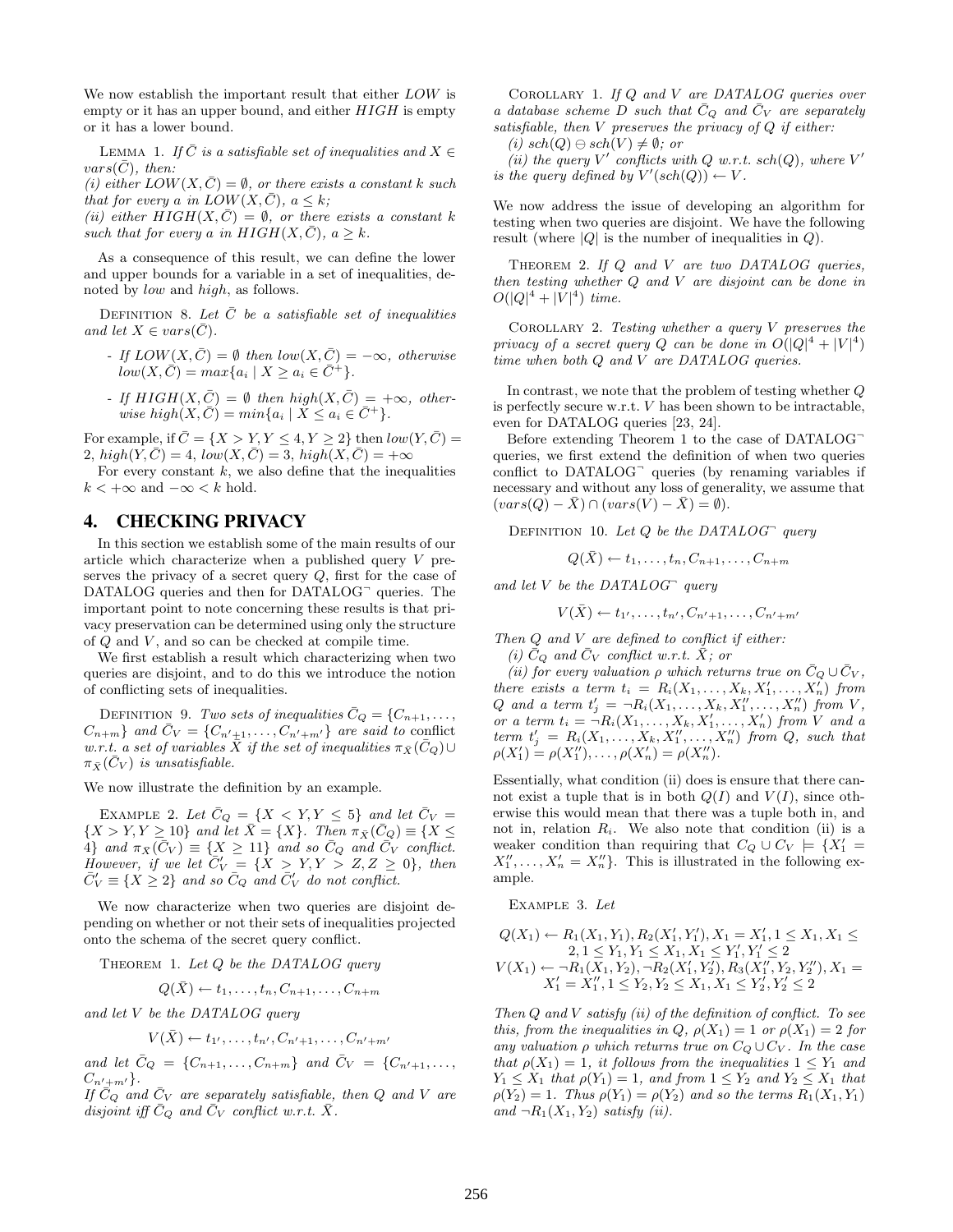We now establish the important result that either $LOW$ is empty or it has an upper bound, and either $HIGH$ is empty or it has a lower bound.

LEMMA 1. *If $\bar{C}$ is a satisfiable set of inequalities and $X \in vars(\bar{C})$, then:*
*(i) either $LOW(X, \bar{C}) = \emptyset$, or there exists a constant $k$ such that for every $a$ in $LOW(X, \bar{C})$, $a \leq k$;*
*(ii) either $HIGH(X, \bar{C}) = \emptyset$, or there exists a constant $k$ such that for every $a$ in $HIGH(X, \bar{C})$, $a \geq k$.*

As a consequence of this result, we can define the lower and upper bounds for a variable in a set of inequalities, denoted by *low* and *high*, as follows.

DEFINITION 8. *Let $\bar{C}$ be a satisfiable set of inequalities and let $X \in vars(\bar{C})$.*

- *If $LOW(X, \bar{C}) = \emptyset$ then $low(X, \bar{C}) = -\infty$, otherwise $low(X, \bar{C}) = max\{a_i \mid X \geq a_i \in \bar{C}^+\}$.*
- *If $HIGH(X, \bar{C}) = \emptyset$ then $high(X, \bar{C}) = +\infty$, otherwise $high(X, \bar{C}) = min\{a_i \mid X \leq a_i \in \bar{C}^+\}$.*

For example, if $\bar{C} = \{X > Y, Y \leq 4, Y \geq 2\}$ then $low(Y, \bar{C}) = 2$, $high(Y, \bar{C}) = 4$, $low(X, \bar{C}) = 3$, $high(X, \bar{C}) = +\infty$

For every constant $k$, we also define that the inequalities $k < +\infty$ and $-\infty < k$ hold.

# 4. CHECKING PRIVACY

In this section we establish some of the main results of our article which characterize when a published query $V$ preserves the privacy of a secret query $Q$, first for the case of DATALOG queries and then for DATALOG$^\neg$ queries. The important point to note concerning these results is that privacy preservation can be determined using only the structure of $Q$ and $V$, and so can be checked at compile time.

We first establish a result which characterizing when two queries are disjoint, and to do this we introduce the notion of conflicting sets of inequalities.

DEFINITION 9. *Two sets of inequalities $\bar{C}_Q = \{C_{n+1}, \ldots, C_{n+m}\}$ and $\bar{C}_V = \{C_{n'+1}, \ldots, C_{n'+m'}\}$ are said to* conflict *w.r.t. a set of variables $\bar{X}$ if the set of inequalities $\pi_{\bar{X}}(\bar{C}_Q) \cup \pi_{\bar{X}}(\bar{C}_V)$ is unsatisfiable.*

We now illustrate the definition by an example.

EXAMPLE 2. *Let $\bar{C}_Q = \{X < Y, Y \leq 5\}$ and let $\bar{C}_V = \{X > Y, Y \geq 10\}$ and let $\bar{X} = \{X\}$. Then $\pi_{\bar{X}}(\bar{C}_Q) \equiv \{X \leq 4\}$ and $\pi_X(\bar{C}_V) \equiv \{X \geq 11\}$ and so $\bar{C}_Q$ and $\bar{C}_V$ conflict. However, if we let $\bar{C}'_V = \{X > Y, Y > Z, Z \geq 0\}$, then $\bar{C}'_V \equiv \{X \geq 2\}$ and so $\bar{C}_Q$ and $\bar{C}'_V$ do not conflict.*

We now characterize when two queries are disjoint depending on whether or not their sets of inequalities projected onto the schema of the secret query conflict.

THEOREM 1. *Let $Q$ be the DATALOG query*

$$Q(\bar{X}) \leftarrow t_1, \ldots, t_n, C_{n+1}, \ldots, C_{n+m}$$

*and let $V$ be the DATALOG query*

$$V(\bar{X}) \leftarrow t_{1'}, \ldots, t_{n'}, C_{n'+1}, \ldots, C_{n'+m'}$$

*and let $\bar{C}_Q = \{C_{n+1}, \ldots, C_{n+m}\}$ and $\bar{C}_V = \{C_{n'+1}, \ldots, C_{n'+m'}\}$.*
*If $\bar{C}_Q$ and $\bar{C}_V$ are separately satisfiable, then $Q$ and $V$ are disjoint iff $\bar{C}_Q$ and $\bar{C}_V$ conflict w.r.t. $\bar{X}$.*

COROLLARY 1. *If $Q$ and $V$ are DATALOG queries over a database scheme $D$ such that $\bar{C}_Q$ and $\bar{C}_V$ are separately satisfiable, then $V$ preserves the privacy of $Q$ if either:*
*(i) $sch(Q) \ominus sch(V) \neq \emptyset$; or*
*(ii) the query $V'$ conflicts with $Q$ w.r.t. $sch(Q)$, where $V'$ is the query defined by $V'(sch(Q)) \leftarrow V$.*

We now address the issue of developing an algorithm for testing when two queries are disjoint. We have the following result (where $|Q|$ is the number of inequalities in $Q$).

THEOREM 2. *If $Q$ and $V$ are two DATALOG queries, then testing whether $Q$ and $V$ are disjoint can be done in $O(|Q|^4 + |V|^4)$ time.*

COROLLARY 2. *Testing whether a query $V$ preserves the privacy of a secret query $Q$ can be done in $O(|Q|^4 + |V|^4)$ time when both $Q$ and $V$ are DATALOG queries.*

In contrast, we note that the problem of testing whether $Q$ is perfectly secure w.r.t. $V$ has been shown to be intractable, even for DATALOG queries [23, 24].

Before extending Theorem 1 to the case of DATALOG$^\neg$ queries, we first extend the definition of when two queries conflict to DATALOG$^\neg$ queries (by renaming variables if necessary and without any loss of generality, we assume that $(vars(Q) - \bar{X}) \cap (vars(V) - \bar{X}) = \emptyset$).

DEFINITION 10. *Let $Q$ be the DATALOG$^\neg$ query*

$$Q(\bar{X}) \leftarrow t_1, \ldots, t_n, C_{n+1}, \ldots, C_{n+m}$$

*and let $V$ be the DATALOG$^\neg$ query*

$$V(\bar{X}) \leftarrow t_{1'}, \ldots, t_{n'}, C_{n'+1}, \ldots, C_{n'+m'}$$

*Then $Q$ and $V$ are defined to conflict if either:*
*(i) $\bar{C}_Q$ and $\bar{C}_V$ conflict w.r.t. $\bar{X}$; or*
*(ii) for every valuation $\rho$ which returns true on $\bar{C}_Q \cup \bar{C}_V$, there exists a term $t_i = R_i(X_1, \ldots, X_k, X'_1, \ldots, X'_n)$ from $Q$ and a term $t'_j = \neg R_i(X_1, \ldots, X_k, X''_1, \ldots, X''_n)$ from $V$, or a term $t_i = \neg R_i(X_1, \ldots, X_k, X'_1, \ldots, X'_n)$ from $V$ and a term $t'_j = R_i(X_1, \ldots, X_k, X''_1, \ldots, X''_n)$ from $Q$, such that $\rho(X'_1) = \rho(X''_1), \ldots, \rho(X'_n) = \rho(X''_n)$.*

Essentially, what condition (ii) does is ensure that there cannot exist a tuple that is in both $Q(I)$ and $V(I)$, since otherwise this would mean that there was a tuple both in, and not in, relation $R_i$. We also note that condition (ii) is a weaker condition than requiring that $C_Q \cup C_V \models \{X'_1 = X''_1, \ldots, X'_n = X''_n\}$. This is illustrated in the following example.

EXAMPLE 3. *Let*

$$Q(X_1) \leftarrow R_1(X_1, Y_1), R_2(X'_1, Y'_1), X_1 = X'_1, 1 \leq X_1, X_1 \leq 2, 1 \leq Y_1, Y_1 \leq X_1, X_1 \leq Y'_1, Y'_1 \leq 2$$
$$V(X_1) \leftarrow \neg R_1(X_1, Y_2), \neg R_2(X'_1, Y'_2), R_3(X''_1, Y_2, Y''_2), X_1 = X'_1 = X''_1, 1 \leq Y_2, Y_2 \leq X_1, X_1 \leq Y'_2, Y'_2 \leq 2$$

*Then $Q$ and $V$ satisfy (ii) of the definition of conflict. To see this, from the inequalities in $Q$, $\rho(X_1) = 1$ or $\rho(X_1) = 2$ for any valuation $\rho$ which returns true on $C_Q \cup C_V$. In the case that $\rho(X_1) = 1$, it follows from the inequalities $1 \leq Y_1$ and $Y_1 \leq X_1$ that $\rho(Y_1) = 1$, and from $1 \leq Y_2$ and $Y_2 \leq X_1$ that $\rho(Y_2) = 1$. Thus $\rho(Y_1) = \rho(Y_2)$ and so the terms $R_1(X_1, Y_1)$ and $\neg R_1(X_1, Y_2)$ satisfy (ii).*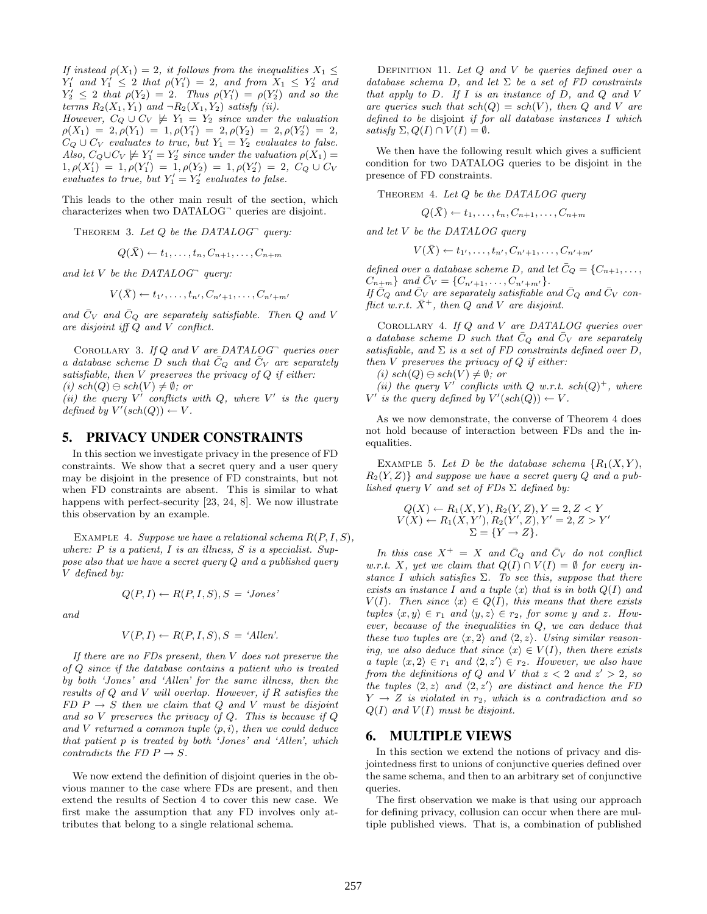*If instead $\rho(X_1) = 2$, it follows from the inequalities $X_1 \leq Y_1'$ and $Y_1' \leq 2$ that $\rho(Y_1') = 2$, and from $X_1 \leq Y_2'$ and $Y_2' \leq 2$ that $\rho(Y_2) = 2$. Thus $\rho(Y_1') = \rho(Y_2')$ and so the terms $R_2(X_1, Y_1)$ and $\neg R_2(X_1, Y_2)$ satisfy (ii).*
*However, $C_Q \cup C_V \not\models Y_1 = Y_2$ since under the valuation $\rho(X_1) = 2, \rho(Y_1) = 1, \rho(Y_1') = 2, \rho(Y_2) = 2, \rho(Y_2') = 2$, $C_Q \cup C_V$ evaluates to true, but $Y_1 = Y_2$ evaluates to false. Also, $C_Q \cup C_V \not\models Y_1' = Y_2'$ since under the valuation $\rho(X_1) = 1, \rho(X_1') = 1, \rho(Y_1') = 1, \rho(Y_2) = 1, \rho(Y_2') = 2$, $C_Q \cup C_V$ evaluates to true, but $Y_1' = Y_2'$ evaluates to false.*

This leads to the other main result of the section, which characterizes when two DATALOG$^\neg$ queries are disjoint.

THEOREM 3. *Let $Q$ be the DATALOG$^\neg$ query:*

$$Q(\bar{X}) \leftarrow t_1, \ldots, t_n, C_{n+1}, \ldots, C_{n+m}$$

*and let $V$ be the DATALOG$^\neg$ query:*

$$V(\bar{X}) \leftarrow t_{1'}, \ldots, t_{n'}, C_{n'+1}, \ldots, C_{n'+m'}$$

*and $\bar{C}_V$ and $\bar{C}_Q$ are separately satisfiable. Then $Q$ and $V$ are disjoint iff $Q$ and $V$ conflict.*

COROLLARY 3. *If $Q$ and $V$ are DATALOG$^\neg$ queries over a database scheme $D$ such that $\bar{C}_Q$ and $\bar{C}_V$ are separately satisfiable, then $V$ preserves the privacy of $Q$ if either:*
*(i) $sch(Q) \ominus sch(V) \neq \emptyset$; or*
*(ii) the query $V'$ conflicts with $Q$, where $V'$ is the query defined by $V'(sch(Q)) \leftarrow V$.*

## 5. PRIVACY UNDER CONSTRAINTS

In this section we investigate privacy in the presence of FD constraints. We show that a secret query and a user query may be disjoint in the presence of FD constraints, but not when FD constraints are absent. This is similar to what happens with perfect-security [23, 24, 8]. We now illustrate this observation by an example.

EXAMPLE 4. *Suppose we have a relational schema $R(P, I, S)$, where: $P$ is a patient, $I$ is an illness, $S$ is a specialist. Suppose also that we have a secret query $Q$ and a published query $V$ defined by:*

$$Q(P, I) \leftarrow R(P, I, S), S = \text{'Jones'}$$

*and*

$$V(P, I) \leftarrow R(P, I, S), S = \text{'Allen'}.$$

*If there are no FDs present, then $V$ does not preserve the of $Q$ since if the database contains a patient who is treated by both 'Jones' and 'Allen' for the same illness, then the results of $Q$ and $V$ will overlap. However, if $R$ satisfies the FD $P \rightarrow S$ then we claim that $Q$ and $V$ must be disjoint and so $V$ preserves the privacy of $Q$. This is because if $Q$ and $V$ returned a common tuple $\langle p, i \rangle$, then we could deduce that patient $p$ is treated by both 'Jones' and 'Allen', which contradicts the FD $P \rightarrow S$.*

We now extend the definition of disjoint queries in the obvious manner to the case where FDs are present, and then extend the results of Section 4 to cover this new case. We first make the assumption that any FD involves only attributes that belong to a single relational schema.

DEFINITION 11. *Let $Q$ and $V$ be queries defined over a database schema $D$, and let $\Sigma$ be a set of FD constraints that apply to $D$. If $I$ is an instance of $D$, and $Q$ and $V$ are queries such that $sch(Q) = sch(V)$, then $Q$ and $V$ are defined to be* disjoint *if for all database instances $I$ which satisfy $\Sigma, Q(I) \cap V(I) = \emptyset$.*

We then have the following result which gives a sufficient condition for two DATALOG queries to be disjoint in the presence of FD constraints.

THEOREM 4. *Let $Q$ be the DATALOG query*

$$Q(\bar{X}) \leftarrow t_1, \ldots, t_n, C_{n+1}, \ldots, C_{n+m}$$

*and let $V$ be the DATALOG query*

$$V(\bar{X}) \leftarrow t_{1'}, \ldots, t_{n'}, C_{n'+1}, \ldots, C_{n'+m'}$$

*defined over a database scheme $D$, and let $\bar{C}_Q = \{C_{n+1}, \ldots, C_{n+m}\}$ and $\bar{C}_V = \{C_{n'+1}, \ldots, C_{n'+m'}\}$.*
*If $\bar{C}_Q$ and $\bar{C}_V$ are separately satisfiable and $\bar{C}_Q$ and $\bar{C}_V$ conflict w.r.t. $\bar{X}^+$, then $Q$ and $V$ are disjoint.*

COROLLARY 4. *If $Q$ and $V$ are DATALOG queries over a database scheme $D$ such that $\bar{C}_Q$ and $\bar{C}_V$ are separately satisfiable, and $\Sigma$ is a set of FD constraints defined over $D$, then $V$ preserves the privacy of $Q$ if either:*
*(i) $sch(Q) \ominus sch(V) \neq \emptyset$; or*
*(ii) the query $V'$ conflicts with $Q$ w.r.t. $sch(Q)^+$, where $V'$ is the query defined by $V'(sch(Q)) \leftarrow V$.*

As we now demonstrate, the converse of Theorem 4 does not hold because of interaction between FDs and the inequalities.

EXAMPLE 5. *Let $D$ be the database schema $\{R_1(X, Y), R_2(Y, Z)\}$ and suppose we have a secret query $Q$ and a published query $V$ and set of FDs $\Sigma$ defined by:*

$$Q(X) \leftarrow R_1(X, Y), R_2(Y, Z), Y = 2, Z < Y$$
$$V(X) \leftarrow R_1(X, Y'), R_2(Y', Z), Y' = 2, Z > Y'$$
$$\Sigma = \{Y \rightarrow Z\}.$$

*In this case $X^+ = X$ and $\bar{C}_Q$ and $\bar{C}_V$ do not conflict w.r.t. $X$, yet we claim that $Q(I) \cap V(I) = \emptyset$ for every instance $I$ which satisfies $\Sigma$. To see this, suppose that there exists an instance $I$ and a tuple $\langle x \rangle$ that is in both $Q(I)$ and $V(I)$. Then since $\langle x \rangle \in Q(I)$, this means that there exists tuples $\langle x, y \rangle \in r_1$ and $\langle y, z \rangle \in r_2$, for some $y$ and $z$. However, because of the inequalities in $Q$, we can deduce that these two tuples are $\langle x, 2 \rangle$ and $\langle 2, z \rangle$. Using similar reasoning, we also deduce that since $\langle x \rangle \in V(I)$, then there exists a tuple $\langle x, 2 \rangle \in r_1$ and $\langle 2, z' \rangle \in r_2$. However, we also have from the definitions of $Q$ and $V$ that $z < 2$ and $z' > 2$, so the tuples $\langle 2, z \rangle$ and $\langle 2, z' \rangle$ are distinct and hence the FD $Y \rightarrow Z$ is violated in $r_2$, which is a contradiction and so $Q(I)$ and $V(I)$ must be disjoint.*

## 6. MULTIPLE VIEWS

In this section we extend the notions of privacy and disjointedness first to unions of conjunctive queries defined over the same schema, and then to an arbitrary set of conjunctive queries.

The first observation we make is that using our approach for defining privacy, collusion can occur when there are multiple published views. That is, a combination of published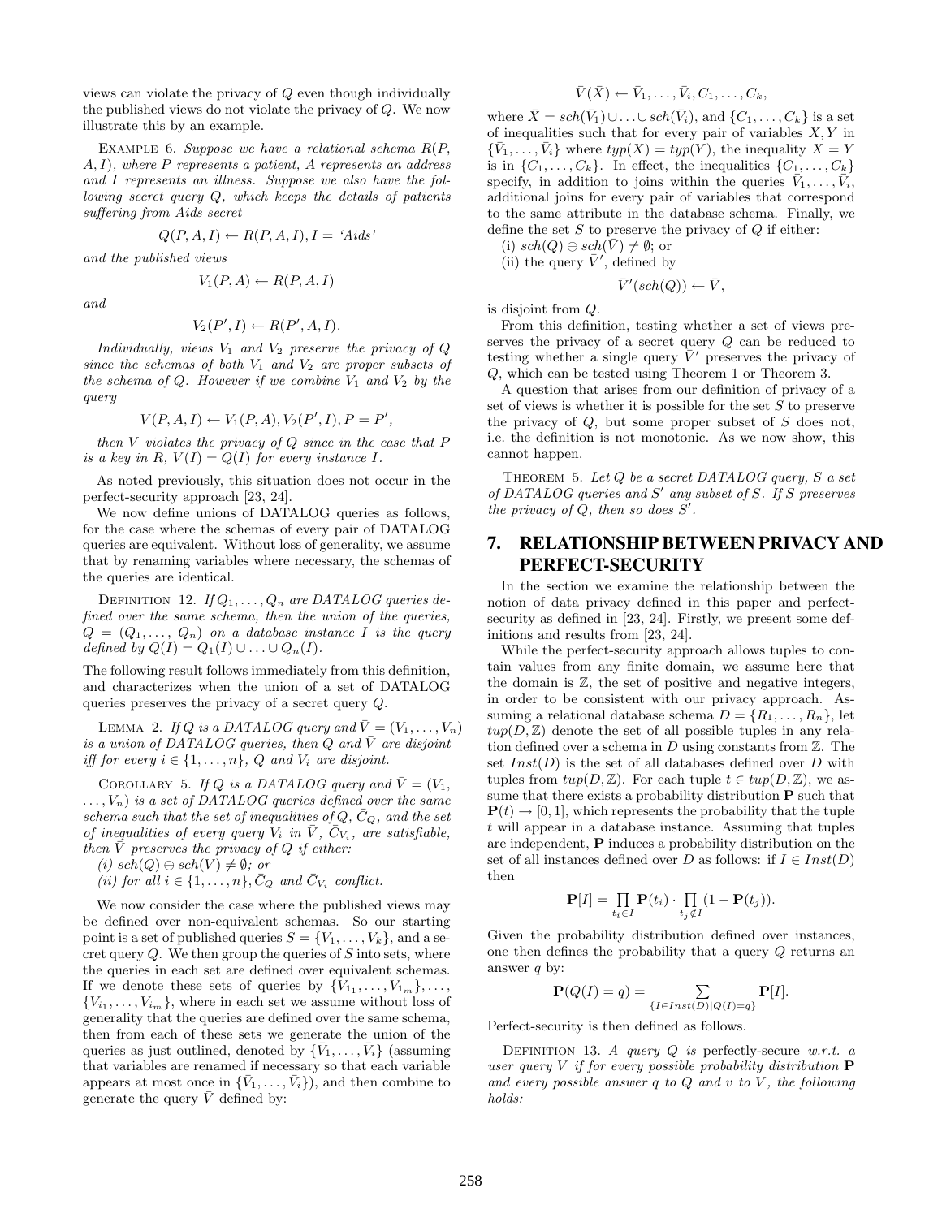views can violate the privacy of $Q$ even though individually the published views do not violate the privacy of $Q$. We now illustrate this by an example.

EXAMPLE 6. *Suppose we have a relational schema $R(P, A, I)$, where $P$ represents a patient, $A$ represents an address and $I$ represents an illness. Suppose we also have the following secret query $Q$, which keeps the details of patients suffering from Aids secret*

$$Q(P, A, I) \leftarrow R(P, A, I), I = \text{'Aids'}$$

*and the published views*

$$V_1(P, A) \leftarrow R(P, A, I)$$

*and*

$$V_2(P', I) \leftarrow R(P', A, I).$$

*Individually, views $V_1$ and $V_2$ preserve the privacy of $Q$ since the schemas of both $V_1$ and $V_2$ are proper subsets of the schema of $Q$. However if we combine $V_1$ and $V_2$ by the query*

$$V(P, A, I) \leftarrow V_1(P, A), V_2(P', I), P = P',$$

*then $V$ violates the privacy of $Q$ since in the case that $P$ is a key in $R$, $V(I) = Q(I)$ for every instance $I$.*

As noted previously, this situation does not occur in the perfect-security approach [23, 24].

We now define unions of DATALOG queries as follows, for the case where the schemas of every pair of DATALOG queries are equivalent. Without loss of generality, we assume that by renaming variables where necessary, the schemas of the queries are identical.

DEFINITION 12. *If $Q_1, \ldots, Q_n$ are DATALOG queries defined over the same schema, then the union of the queries, $Q = (Q_1, \ldots, Q_n)$ on a database instance $I$ is the query defined by $Q(I) = Q_1(I) \cup \ldots \cup Q_n(I)$.*

The following result follows immediately from this definition, and characterizes when the union of a set of DATALOG queries preserves the privacy of a secret query $Q$.

LEMMA 2. *If $Q$ is a DATALOG query and $\bar{V} = (V_1, \ldots, V_n)$ is a union of DATALOG queries, then $Q$ and $\bar{V}$ are disjoint iff for every $i \in \{1, \ldots, n\}$, $Q$ and $V_i$ are disjoint.*

COROLLARY 5. *If $Q$ is a DATALOG query and $\bar{V} = (V_1, \ldots, V_n)$ is a set of DATALOG queries defined over the same schema such that the set of inequalities of $Q$, $\bar{C}_Q$, and the set of inequalities of every query $V_i$ in $\bar{V}$, $\bar{C}_{V_i}$, are satisfiable, then $\bar{V}$ preserves the privacy of $Q$ if either:*

*(i) $sch(Q) \ominus sch(V) \neq \emptyset$; or*

*(ii) for all $i \in \{1, \ldots, n\}, \bar{C}_Q$ and $\bar{C}_{V_i}$ conflict.*

We now consider the case where the published views may be defined over non-equivalent schemas. So our starting point is a set of published queries $S = \{V_1, \ldots, V_k\}$, and a secret query $Q$. We then group the queries of $S$ into sets, where the queries in each set are defined over equivalent schemas. If we denote these sets of queries by $\{V_{1_1}, \ldots, V_{1_m}\}, \ldots, \{V_{i_1}, \ldots, V_{i_m}\}$, where in each set we assume without loss of generality that the queries are defined over the same schema, then from each of these sets we generate the union of the queries as just outlined, denoted by $\{\bar{V}_1, \ldots, \bar{V}_i\}$ (assuming that variables are renamed if necessary so that each variable appears at most once in $\{\bar{V}_1, \ldots, \bar{V}_i\}$), and then combine to generate the query $\bar{V}$ defined by:

$$\bar{V}(\bar{X}) \leftarrow \bar{V}_1, \ldots, \bar{V}_i, C_1, \ldots, C_k,$$

where $\bar{X} = sch(\bar{V}_1) \cup \ldots \cup sch(\bar{V}_i)$, and $\{C_1, \ldots, C_k\}$ is a set of inequalities such that for every pair of variables $X, Y$ in $\{\bar{V}_1, \ldots, \bar{V}_i\}$ where $typ(X) = typ(Y)$, the inequality $X = Y$ is in $\{C_1, \ldots, C_k\}$. In effect, the inequalities $\{C_1, \ldots, C_k\}$ specify, in addition to joins within the queries $\bar{V}_1, \ldots, \bar{V}_i$, additional joins for every pair of variables that correspond to the same attribute in the database schema. Finally, we define the set $S$ to preserve the privacy of $Q$ if either:

(i) $sch(Q) \ominus sch(\bar{V}) \neq \emptyset$; or

(ii) the query $\bar{V}'$, defined by

$$\bar{V}'(sch(Q)) \leftarrow \bar{V},$$

is disjoint from $Q$.

From this definition, testing whether a set of views preserves the privacy of a secret query $Q$ can be reduced to testing whether a single query $\bar{V}'$ preserves the privacy of $Q$, which can be tested using Theorem 1 or Theorem 3.

A question that arises from our definition of privacy of a set of views is whether it is possible for the set $S$ to preserve the privacy of $Q$, but some proper subset of $S$ does not, i.e. the definition is not monotonic. As we now show, this cannot happen.

THEOREM 5. *Let $Q$ be a secret DATALOG query, $S$ a set of DATALOG queries and $S'$ any subset of $S$. If $S$ preserves the privacy of $Q$, then so does $S'$.*

## 7. RELATIONSHIP BETWEEN PRIVACY AND PERFECT-SECURITY

In the section we examine the relationship between the notion of data privacy defined in this paper and perfect-security as defined in [23, 24]. Firstly, we present some definitions and results from [23, 24].

While the perfect-security approach allows tuples to contain values from any finite domain, we assume here that the domain is $\mathbb{Z}$, the set of positive and negative integers, in order to be consistent with our privacy approach. Assuming a relational database schema $D = \{R_1, \ldots, R_n\}$, let $tup(D, \mathbb{Z})$ denote the set of all possible tuples in any relation defined over a schema in $D$ using constants from $\mathbb{Z}$. The set $Inst(D)$ is the set of all databases defined over $D$ with tuples from $tup(D, \mathbb{Z})$. For each tuple $t \in tup(D, \mathbb{Z})$, we assume that there exists a probability distribution $\mathbf{P}$ such that $\mathbf{P}(t) \rightarrow [0, 1]$, which represents the probability that the tuple $t$ will appear in a database instance. Assuming that tuples are independent, $\mathbf{P}$ induces a probability distribution on the set of all instances defined over $D$ as follows: if $I \in Inst(D)$ then

$$\mathbf{P}[I] = \prod_{t_i \in I} \mathbf{P}(t_i) \cdot \prod_{t_j \notin I} (1 - \mathbf{P}(t_j)).$$

Given the probability distribution defined over instances, one then defines the probability that a query $Q$ returns an answer $q$ by:

$$\mathbf{P}(Q(I) = q) = \sum_{\{I \in Inst(D) | Q(I) = q\}} \mathbf{P}[I].$$

Perfect-security is then defined as follows.

DEFINITION 13. *A query $Q$ is perfectly-secure w.r.t. a user query $V$ if for every possible probability distribution $\mathbf{P}$ and every possible answer $q$ to $Q$ and $v$ to $V$, the following holds:*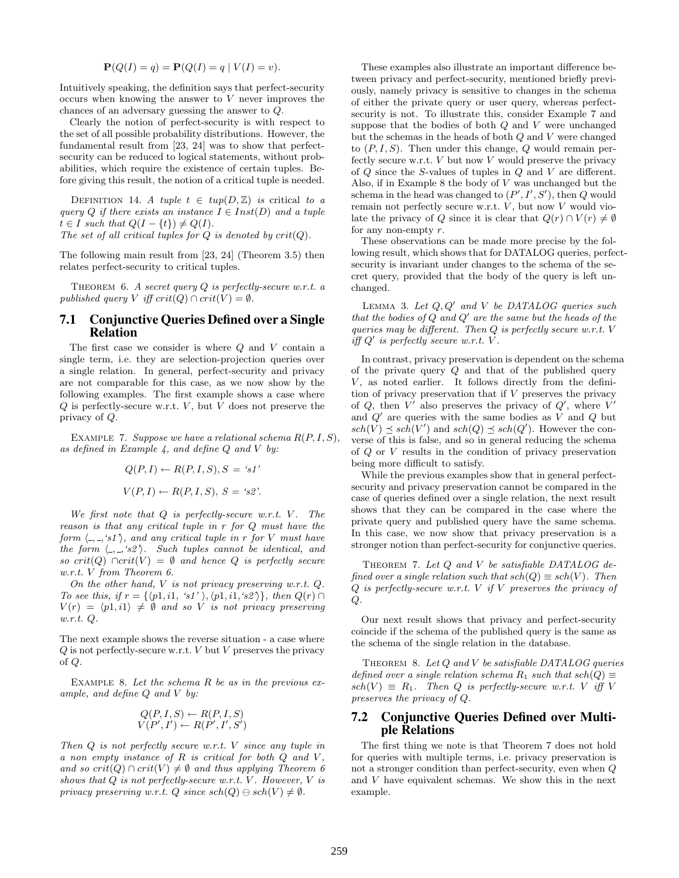$$\mathbf{P}(Q(I) = q) = \mathbf{P}(Q(I) = q \mid V(I) = v).$$

Intuitively speaking, the definition says that perfect-security occurs when knowing the answer to $V$ never improves the chances of an adversary guessing the answer to $Q$.

Clearly the notion of perfect-security is with respect to the set of all possible probability distributions. However, the fundamental result from [23, 24] was to show that perfect-security can be reduced to logical statements, without probabilities, which require the existence of certain tuples. Before giving this result, the notion of a critical tuple is needed.

Definition 14. *A tuple $t \in tup(D, \mathbb{Z})$ is* critical *to a query $Q$ if there exists an instance $I \in Inst(D)$ and a tuple $t \in I$ such that $Q(I - \{t\}) \neq Q(I)$.*
*The set of all critical tuples for $Q$ is denoted by $crit(Q)$.*

The following main result from [23, 24] (Theorem 3.5) then relates perfect-security to critical tuples.

Theorem 6. *A secret query $Q$ is perfectly-secure w.r.t. a published query $V$ iff $crit(Q) \cap crit(V) = \emptyset$.*

## 7.1 Conjunctive Queries Defined over a Single Relation

The first case we consider is where $Q$ and $V$ contain a single term, i.e. they are selection-projection queries over a single relation. In general, perfect-security and privacy are not comparable for this case, as we now show by the following examples. The first example shows a case where $Q$ is perfectly-secure w.r.t. $V$, but $V$ does not preserve the privacy of $Q$.

Example 7. *Suppose we have a relational schema $R(P, I, S)$, as defined in Example 4, and define $Q$ and $V$ by:*

$$Q(P, I) \leftarrow R(P, I, S), S = \text{'s1'}$$

$$V(P, I) \leftarrow R(P, I, S),\ S = \text{'s2'}.$$

*We first note that $Q$ is perfectly-secure w.r.t. $V$. The reason is that any critical tuple in $r$ for $Q$ must have the form $\langle \_, \_, \text{'s1'} \rangle$, and any critical tuple in $r$ for $V$ must have the form $\langle \_, \_, \text{'s2'} \rangle$. Such tuples cannot be identical, and so $crit(Q) \cap crit(V) = \emptyset$ and hence $Q$ is perfectly secure w.r.t. $V$ from Theorem 6.*

*On the other hand, $V$ is not privacy preserving w.r.t. $Q$. To see this, if $r = \{\langle p1, i1, \text{'s1'} \rangle, \langle p1, i1, \text{'s2'} \rangle\}$, then $Q(r) \cap V(r) = \langle p1, i1 \rangle \neq \emptyset$ and so $V$ is not privacy preserving w.r.t. $Q$.*

The next example shows the reverse situation - a case where $Q$ is not perfectly-secure w.r.t. $V$ but $V$ preserves the privacy of $Q$.

Example 8. *Let the schema $R$ be as in the previous example, and define $Q$ and $V$ by:*

$$Q(P, I, S) \leftarrow R(P, I, S)$$
$$V(P', I') \leftarrow R(P', I', S')$$

*Then $Q$ is not perfectly secure w.r.t. $V$ since any tuple in a non empty instance of $R$ is critical for both $Q$ and $V$, and so $crit(Q) \cap crit(V) \neq \emptyset$ and thus applying Theorem 6 shows that $Q$ is not perfectly-secure w.r.t. $V$. However, $V$ is privacy preserving w.r.t. $Q$ since $sch(Q) \ominus sch(V) \neq \emptyset$.*

These examples also illustrate an important difference between privacy and perfect-security, mentioned briefly previously, namely privacy is sensitive to changes in the schema of either the private query or user query, whereas perfect-security is not. To illustrate this, consider Example 7 and suppose that the bodies of both $Q$ and $V$ were unchanged but the schemas in the heads of both $Q$ and $V$ were changed to $(P, I, S)$. Then under this change, $Q$ would remain perfectly secure w.r.t. $V$ but now $V$ would preserve the privacy of $Q$ since the $S$-values of tuples in $Q$ and $V$ are different. Also, if in Example 8 the body of $V$ was unchanged but the schema in the head was changed to $(P', I', S')$, then $Q$ would remain not perfectly secure w.r.t. $V$, but now $V$ would violate the privacy of $Q$ since it is clear that $Q(r) \cap V(r) \neq \emptyset$ for any non-empty $r$.

These observations can be made more precise by the following result, which shows that for DATALOG queries, perfect-security is invariant under changes to the schema of the secret query, provided that the body of the query is left unchanged.

Lemma 3. *Let $Q, Q'$ and $V$ be DATALOG queries such that the bodies of $Q$ and $Q'$ are the same but the heads of the queries may be different. Then $Q$ is perfectly secure w.r.t. $V$ iff $Q'$ is perfectly secure w.r.t. $V$.*

In contrast, privacy preservation is dependent on the schema of the private query $Q$ and that of the published query $V$, as noted earlier. It follows directly from the definition of privacy preservation that if $V$ preserves the privacy of $Q$, then $V'$ also preserves the privacy of $Q'$, where $V'$ and $Q'$ are queries with the same bodies as $V$ and $Q$ but $sch(V) \preceq sch(V')$ and $sch(Q) \preceq sch(Q')$. However the converse of this is false, and so in general reducing the schema of $Q$ or $V$ results in the condition of privacy preservation being more difficult to satisfy.

While the previous examples show that in general perfect-security and privacy preservation cannot be compared in the case of queries defined over a single relation, the next result shows that they can be compared in the case where the private query and published query have the same schema. In this case, we now show that privacy preservation is a stronger notion than perfect-security for conjunctive queries.

Theorem 7. *Let $Q$ and $V$ be satisfiable DATALOG defined over a single relation such that $sch(Q) \equiv sch(V)$. Then $Q$ is perfectly-secure w.r.t. $V$ if $V$ preserves the privacy of $Q$.*

Our next result shows that privacy and perfect-security coincide if the schema of the published query is the same as the schema of the single relation in the database.

Theorem 8. *Let $Q$ and $V$ be satisfiable DATALOG queries defined over a single relation schema $R_1$ such that $sch(Q) \equiv sch(V) \equiv R_1$. Then $Q$ is perfectly-secure w.r.t. $V$ iff $V$ preserves the privacy of $Q$.*

## 7.2 Conjunctive Queries Defined over Multiple Relations

The first thing we note is that Theorem 7 does not hold for queries with multiple terms, i.e. privacy preservation is not a stronger condition than perfect-security, even when $Q$ and $V$ have equivalent schemas. We show this in the next example.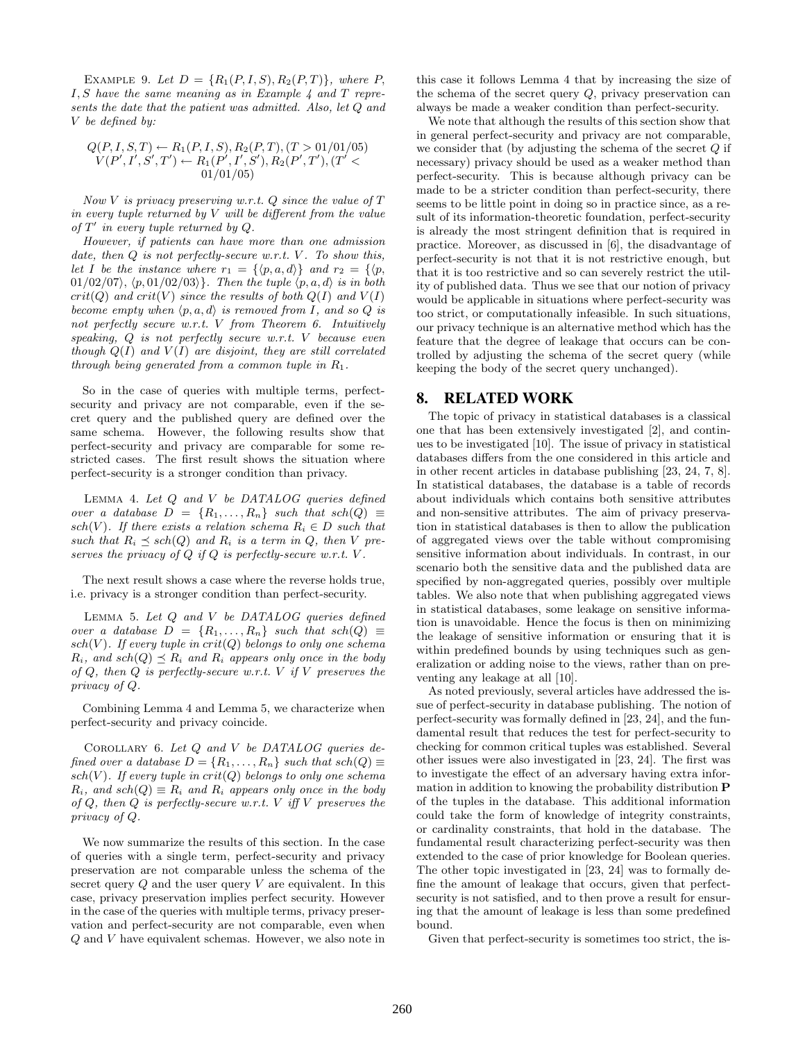EXAMPLE 9. *Let $D = \{R_1(P, I, S), R_2(P, T)\}$, where $P$, $I, S$ have the same meaning as in Example 4 and $T$ represents the date that the patient was admitted. Also, let $Q$ and $V$ be defined by:*

$$Q(P, I, S, T) \leftarrow R_1(P, I, S), R_2(P, T), (T > 01/01/05)$$
$$V(P', I', S', T') \leftarrow R_1(P', I', S'), R_2(P', T'), (T' < 01/01/05)$$

*Now $V$ is privacy preserving w.r.t. $Q$ since the value of $T$ in every tuple returned by $V$ will be different from the value of $T'$ in every tuple returned by $Q$.*

*However, if patients can have more than one admission date, then $Q$ is not perfectly-secure w.r.t. $V$. To show this, let $I$ be the instance where $r_1 = \{\langle p, a, d\rangle\}$ and $r_2 = \{\langle p, 01/02/07\rangle, \langle p, 01/02/03\rangle\}$. Then the tuple $\langle p, a, d\rangle$ is in both $crit(Q)$ and $crit(V)$ since the results of both $Q(I)$ and $V(I)$ become empty when $\langle p, a, d\rangle$ is removed from $I$, and so $Q$ is not perfectly secure w.r.t. $V$ from Theorem 6. Intuitively speaking, $Q$ is not perfectly secure w.r.t. $V$ because even though $Q(I)$ and $V(I)$ are disjoint, they are still correlated through being generated from a common tuple in $R_1$.*

So in the case of queries with multiple terms, perfect-security and privacy are not comparable, even if the secret query and the published query are defined over the same schema. However, the following results show that perfect-security and privacy are comparable for some restricted cases. The first result shows the situation where perfect-security is a stronger condition than privacy.

LEMMA 4. *Let $Q$ and $V$ be DATALOG queries defined over a database $D = \{R_1, \ldots, R_n\}$ such that $sch(Q) \equiv sch(V)$. If there exists a relation schema $R_i \in D$ such that such that $R_i \preceq sch(Q)$ and $R_i$ is a term in $Q$, then $V$ preserves the privacy of $Q$ if $Q$ is perfectly-secure w.r.t. $V$.*

The next result shows a case where the reverse holds true, i.e. privacy is a stronger condition than perfect-security.

LEMMA 5. *Let $Q$ and $V$ be DATALOG queries defined over a database $D = \{R_1, \ldots, R_n\}$ such that $sch(Q) \equiv sch(V)$. If every tuple in $crit(Q)$ belongs to only one schema $R_i$, and $sch(Q) \preceq R_i$ and $R_i$ appears only once in the body of $Q$, then $Q$ is perfectly-secure w.r.t. $V$ if $V$ preserves the privacy of $Q$.*

Combining Lemma 4 and Lemma 5, we characterize when perfect-security and privacy coincide.

COROLLARY 6. *Let $Q$ and $V$ be DATALOG queries defined over a database $D = \{R_1, \ldots, R_n\}$ such that $sch(Q) \equiv sch(V)$. If every tuple in $crit(Q)$ belongs to only one schema $R_i$, and $sch(Q) \equiv R_i$ and $R_i$ appears only once in the body of $Q$, then $Q$ is perfectly-secure w.r.t. $V$ iff $V$ preserves the privacy of $Q$.*

We now summarize the results of this section. In the case of queries with a single term, perfect-security and privacy preservation are not comparable unless the schema of the secret query $Q$ and the user query $V$ are equivalent. In this case, privacy preservation implies perfect security. However in the case of the queries with multiple terms, privacy preservation and perfect-security are not comparable, even when $Q$ and $V$ have equivalent schemas. However, we also note in this case it follows Lemma 4 that by increasing the size of the schema of the secret query $Q$, privacy preservation can always be made a weaker condition than perfect-security.

We note that although the results of this section show that in general perfect-security and privacy are not comparable, we consider that (by adjusting the schema of the secret $Q$ if necessary) privacy should be used as a weaker method than perfect-security. This is because although privacy can be made to be a stricter condition than perfect-security, there seems to be little point in doing so in practice since, as a result of its information-theoretic foundation, perfect-security is already the most stringent definition that is required in practice. Moreover, as discussed in [6], the disadvantage of perfect-security is not that it is not restrictive enough, but that it is too restrictive and so can severely restrict the utility of published data. Thus we see that our notion of privacy would be applicable in situations where perfect-security was too strict, or computationally infeasible. In such situations, our privacy technique is an alternative method which has the feature that the degree of leakage that occurs can be controlled by adjusting the schema of the secret query (while keeping the body of the secret query unchanged).

## 8. RELATED WORK

The topic of privacy in statistical databases is a classical one that has been extensively investigated [2], and continues to be investigated [10]. The issue of privacy in statistical databases differs from the one considered in this article and in other recent articles in database publishing [23, 24, 7, 8]. In statistical databases, the database is a table of records about individuals which contains both sensitive attributes and non-sensitive attributes. The aim of privacy preservation in statistical databases is then to allow the publication of aggregated views over the table without compromising sensitive information about individuals. In contrast, in our scenario both the sensitive data and the published data are specified by non-aggregated queries, possibly over multiple tables. We also note that when publishing aggregated views in statistical databases, some leakage on sensitive information is unavoidable. Hence the focus is then on minimizing the leakage of sensitive information or ensuring that it is within predefined bounds by using techniques such as generalization or adding noise to the views, rather than on preventing any leakage at all [10].

As noted previously, several articles have addressed the issue of perfect-security in database publishing. The notion of perfect-security was formally defined in [23, 24], and the fundamental result that reduces the test for perfect-security to checking for common critical tuples was established. Several other issues were also investigated in [23, 24]. The first was to investigate the effect of an adversary having extra information in addition to knowing the probability distribution $\mathbf{P}$ of the tuples in the database. This additional information could take the form of knowledge of integrity constraints, or cardinality constraints, that hold in the database. The fundamental result characterizing perfect-security was then extended to the case of prior knowledge for Boolean queries. The other topic investigated in [23, 24] was to formally define the amount of leakage that occurs, given that perfect-security is not satisfied, and to then prove a result for ensuring that the amount of leakage is less than some predefined bound.

Given that perfect-security is sometimes too strict, the is-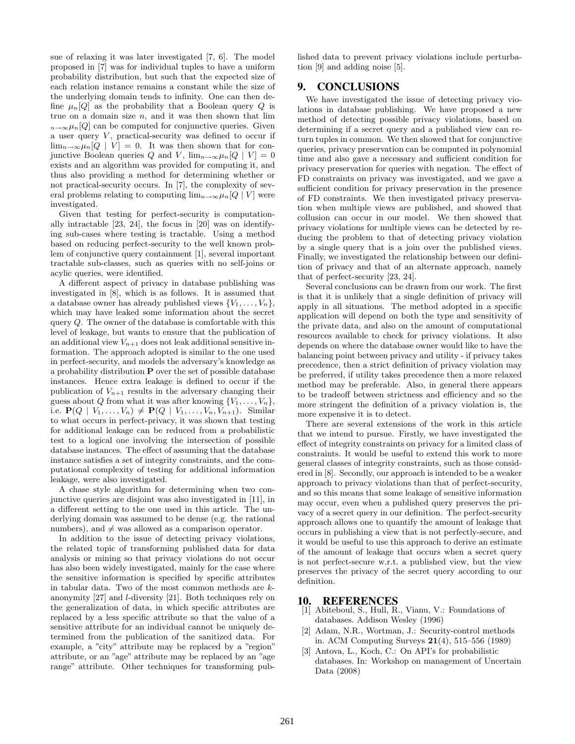sue of relaxing it was later investigated [7, 6]. The model proposed in [7] was for individual tuples to have a uniform probability distribution, but such that the expected size of each relation instance remains a constant while the size of the underlying domain tends to infinity. One can then define $\mu_n[Q]$ as the probability that a Boolean query $Q$ is true on a domain size $n$, and it was then shown that $\lim_{n\to\infty}\mu_n[Q]$ can be computed for conjunctive queries. Given a user query $V$, practical-security was defined to occur if $\lim_{n\to\infty}\mu_n[Q \mid V] = 0$. It was then shown that for conjunctive Boolean queries $Q$ and $V$, $\lim_{n\to\infty}\mu_n[Q \mid V] = 0$ exists and an algorithm was provided for computing it, and thus also providing a method for determining whether or not practical-security occurs. In [7], the complexity of several problems relating to computing $\lim_{n\to\infty}\mu_n[Q \mid V]$ were investigated.

Given that testing for perfect-security is computationally intractable [23, 24], the focus in [20] was on identifying sub-cases where testing is tractable. Using a method based on reducing perfect-security to the well known problem of conjunctive query containment [1], several important tractable sub-classes, such as queries with no self-joins or acylic queries, were identified.

A different aspect of privacy in database publishing was investigated in [8], which is as follows. It is assumed that a database owner has already published views $\{V_1, \ldots, V_n\}$, which may have leaked some information about the secret query $Q$. The owner of the database is comfortable with this level of leakage, but wants to ensure that the publication of an additional view $V_{n+1}$ does not leak additional sensitive information. The approach adopted is similar to the one used in perfect-security, and models the adversary's knowledge as a probability distribution $\mathbf{P}$ over the set of possible database instances. Hence extra leakage is defined to occur if the publication of $V_{n+1}$ results in the adversary changing their guess about $Q$ from what it was after knowing $\{V_1, \ldots, V_n\}$, i.e. $\mathbf{P}(Q \mid V_1, \ldots, V_n) \neq \mathbf{P}(Q \mid V_1, \ldots, V_n, V_{n+1})$. Similar to what occurs in perfect-privacy, it was shown that testing for additional leakage can be reduced from a probabilistic test to a logical one involving the intersection of possible database instances. The effect of assuming that the database instance satisfies a set of integrity constraints, and the computational complexity of testing for additional information leakage, were also investigated.

A chase style algorithm for determining when two conjunctive queries are disjoint was also investigated in [11], in a different setting to the one used in this article. The underlying domain was assumed to be dense (e.g. the rational numbers), and $\neq$ was allowed as a comparison operator.

In addition to the issue of detecting privacy violations, the related topic of transforming published data for data analysis or mining so that privacy violations do not occur has also been widely investigated, mainly for the case where the sensitive information is specified by specific attributes in tabular data. Two of the most common methods are $k$-anonymity [27] and $l$-diversity [21]. Both techniques rely on the generalization of data, in which specific attributes are replaced by a less specific attribute so that the value of a sensitive attribute for an individual cannot be uniquely determined from the publication of the sanitized data. For example, a "city" attribute may be replaced by a "region" attribute, or an "age" attribute may be replaced by an "age range" attribute. Other techniques for transforming published data to prevent privacy violations include perturbation [9] and adding noise [5].

# 9. CONCLUSIONS

We have investigated the issue of detecting privacy violations in database publishing. We have proposed a new method of detecting possible privacy violations, based on determining if a secret query and a published view can return tuples in common. We then showed that for conjunctive queries, privacy preservation can be computed in polynomial time and also gave a necessary and sufficient condition for privacy preservation for queries with negation. The effect of FD constraints on privacy was investigated, and we gave a sufficient condition for privacy preservation in the presence of FD constraints. We then investigated privacy preservation when multiple views are published, and showed that collusion can occur in our model. We then showed that privacy violations for multiple views can be detected by reducing the problem to that of detecting privacy violation by a single query that is a join over the published views. Finally, we investigated the relationship between our definition of privacy and that of an alternate approach, namely that of perfect-security [23, 24].

Several conclusions can be drawn from our work. The first is that it is unlikely that a single definition of privacy will apply in all situations. The method adopted in a specific application will depend on both the type and sensitivity of the private data, and also on the amount of computational resources available to check for privacy violations. It also depends on where the database owner would like to have the balancing point between privacy and utility - if privacy takes precedence, then a strict definition of privacy violation may be preferred, if utility takes precedence then a more relaxed method may be preferable. Also, in general there appears to be tradeoff between strictness and efficiency and so the more stringent the definition of a privacy violation is, the more expensive it is to detect.

There are several extensions of the work in this article that we intend to pursue. Firstly, we have investigated the effect of integrity constraints on privacy for a limited class of constraints. It would be useful to extend this work to more general classes of integrity constraints, such as those considered in [8]. Secondly, our approach is intended to be a weaker approach to privacy violations than that of perfect-security, and so this means that some leakage of sensitive information may occur, even when a published query preserves the privacy of a secret query in our definition. The perfect-security approach allows one to quantify the amount of leakage that occurs in publishing a view that is not perfectly-secure, and it would be useful to use this approach to derive an estimate of the amount of leakage that occurs when a secret query is not perfect-secure w.r.t. a published view, but the view preserves the privacy of the secret query according to our definition.

# 10. REFERENCES

[1] Abiteboul, S., Hull, R., Vianu, V.: Foundations of databases. Addison Wesley (1996)

[2] Adam, N.R., Wortman, J.: Security-control methods in. ACM Computing Surveys **21**(4), 515–556 (1989)

[3] Antova, L., Koch, C.: On API's for probabilistic databases. In: Workshop on management of Uncertain Data (2008)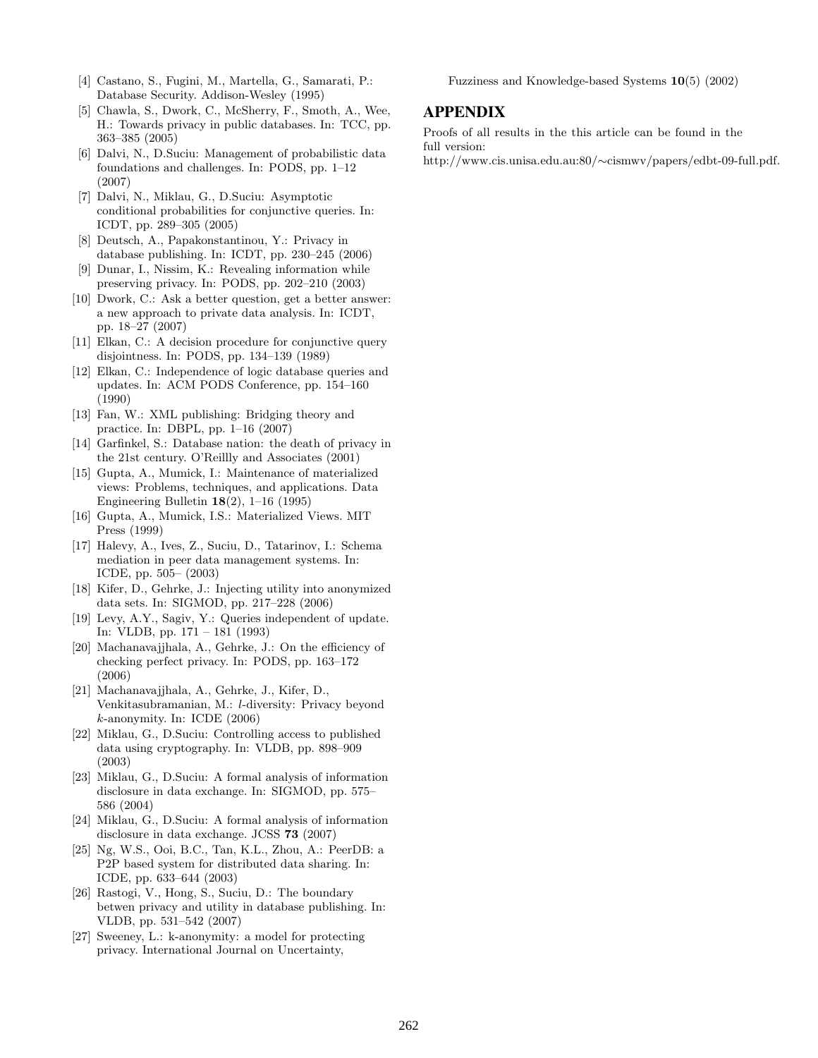[4] Castano, S., Fugini, M., Martella, G., Samarati, P.: Database Security. Addison-Wesley (1995)

[5] Chawla, S., Dwork, C., McSherry, F., Smoth, A., Wee, H.: Towards privacy in public databases. In: TCC, pp. 363–385 (2005)

[6] Dalvi, N., D.Suciu: Management of probabilistic data foundations and challenges. In: PODS, pp. 1–12 (2007)

[7] Dalvi, N., Miklau, G., D.Suciu: Asymptotic conditional probabilities for conjunctive queries. In: ICDT, pp. 289–305 (2005)

[8] Deutsch, A., Papakonstantinou, Y.: Privacy in database publishing. In: ICDT, pp. 230–245 (2006)

[9] Dunar, I., Nissim, K.: Revealing information while preserving privacy. In: PODS, pp. 202–210 (2003)

[10] Dwork, C.: Ask a better question, get a better answer: a new approach to private data analysis. In: ICDT, pp. 18–27 (2007)

[11] Elkan, C.: A decision procedure for conjunctive query disjointness. In: PODS, pp. 134–139 (1989)

[12] Elkan, C.: Independence of logic database queries and updates. In: ACM PODS Conference, pp. 154–160 (1990)

[13] Fan, W.: XML publishing: Bridging theory and practice. In: DBPL, pp. 1–16 (2007)

[14] Garfinkel, S.: Database nation: the death of privacy in the 21st century. O'Reillly and Associates (2001)

[15] Gupta, A., Mumick, I.: Maintenance of materialized views: Problems, techniques, and applications. Data Engineering Bulletin **18**(2), 1–16 (1995)

[16] Gupta, A., Mumick, I.S.: Materialized Views. MIT Press (1999)

[17] Halevy, A., Ives, Z., Suciu, D., Tatarinov, I.: Schema mediation in peer data management systems. In: ICDE, pp. 505– (2003)

[18] Kifer, D., Gehrke, J.: Injecting utility into anonymized data sets. In: SIGMOD, pp. 217–228 (2006)

[19] Levy, A.Y., Sagiv, Y.: Queries independent of update. In: VLDB, pp. 171 – 181 (1993)

[20] Machanavajjhala, A., Gehrke, J.: On the efficiency of checking perfect privacy. In: PODS, pp. 163–172 (2006)

[21] Machanavajjhala, A., Gehrke, J., Kifer, D., Venkitasubramanian, M.: *l*-diversity: Privacy beyond *k*-anonymity. In: ICDE (2006)

[22] Miklau, G., D.Suciu: Controlling access to published data using cryptography. In: VLDB, pp. 898–909 (2003)

[23] Miklau, G., D.Suciu: A formal analysis of information disclosure in data exchange. In: SIGMOD, pp. 575–586 (2004)

[24] Miklau, G., D.Suciu: A formal analysis of information disclosure in data exchange. JCSS **73** (2007)

[25] Ng, W.S., Ooi, B.C., Tan, K.L., Zhou, A.: PeerDB: a P2P based system for distributed data sharing. In: ICDE, pp. 633–644 (2003)

[26] Rastogi, V., Hong, S., Suciu, D.: The boundary betwen privacy and utility in database publishing. In: VLDB, pp. 531–542 (2007)

[27] Sweeney, L.: k-anonymity: a model for protecting privacy. International Journal on Uncertainty, Fuzziness and Knowledge-based Systems **10**(5) (2002)

## APPENDIX

Proofs of all results in the this article can be found in the full version:
http://www.cis.unisa.edu.au:80/∼cismwv/papers/edbt-09-full.pdf.